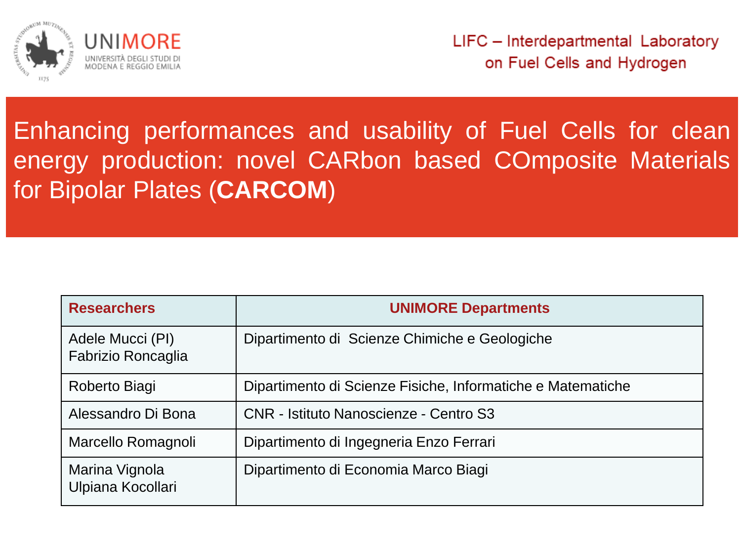UNIMORE
UNIVERSITÀ DEGLI STUDI DI MODENA E REGGIO EMILIA

LIFC – Interdepartmental Laboratory on Fuel Cells and Hydrogen

# Enhancing performances and usability of Fuel Cells for clean energy production: novel CARbon based COmposite Materials for Bipolar Plates (**CARCOM**)

| Researchers | UNIMORE Departments |
| --- | --- |
| Adele Mucci (PI)<br>Fabrizio Roncaglia | Dipartimento di Scienze Chimiche e Geologiche |
| Roberto Biagi | Dipartimento di Scienze Fisiche, Informatiche e Matematiche |
| Alessandro Di Bona | CNR - Istituto Nanoscienze - Centro S3 |
| Marcello Romagnoli | Dipartimento di Ingegneria Enzo Ferrari |
| Marina Vignola<br>Ulpiana Kocollari | Dipartimento di Economia Marco Biagi |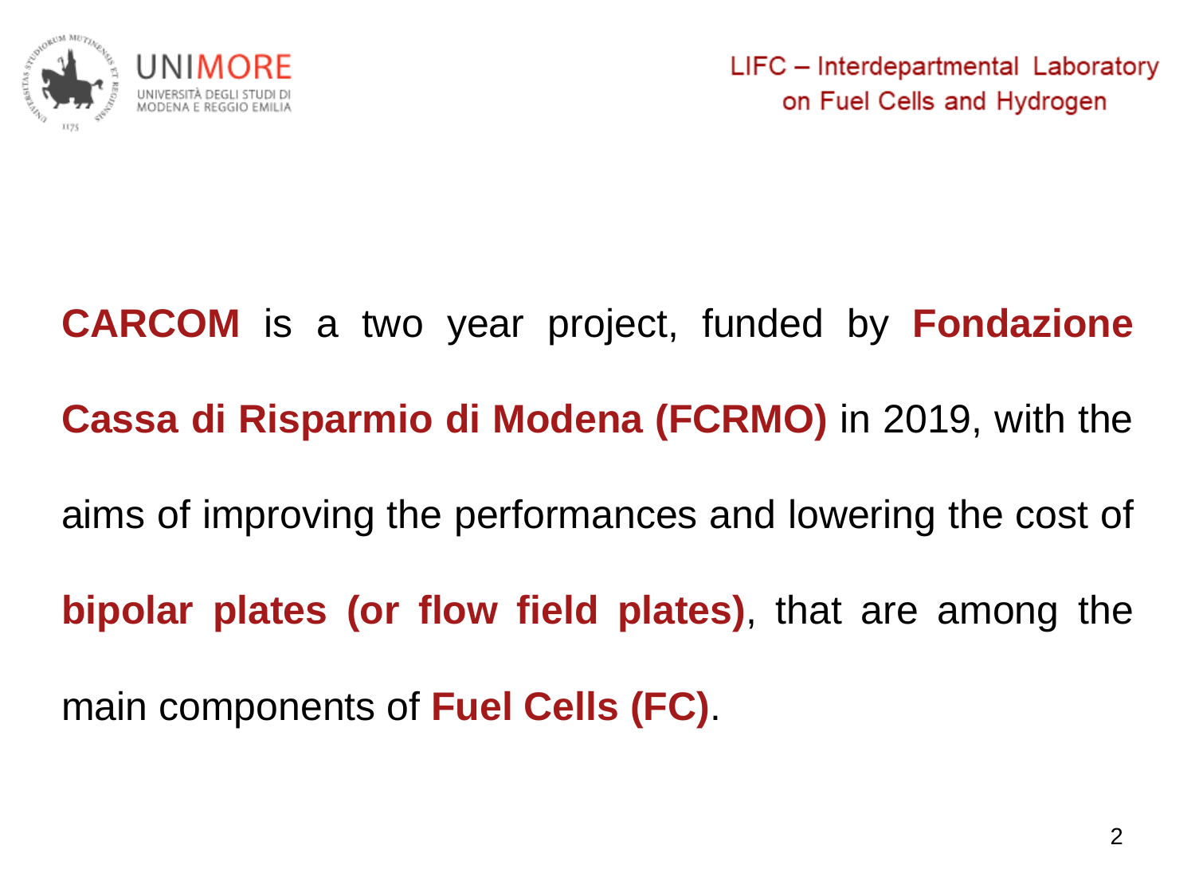**CARCOM** is a two year project, funded by **Fondazione Cassa di Risparmio di Modena (FCRMO)** in 2019, with the aims of improving the performances and lowering the cost of **bipolar plates (or flow field plates)**, that are among the main components of **Fuel Cells (FC)**.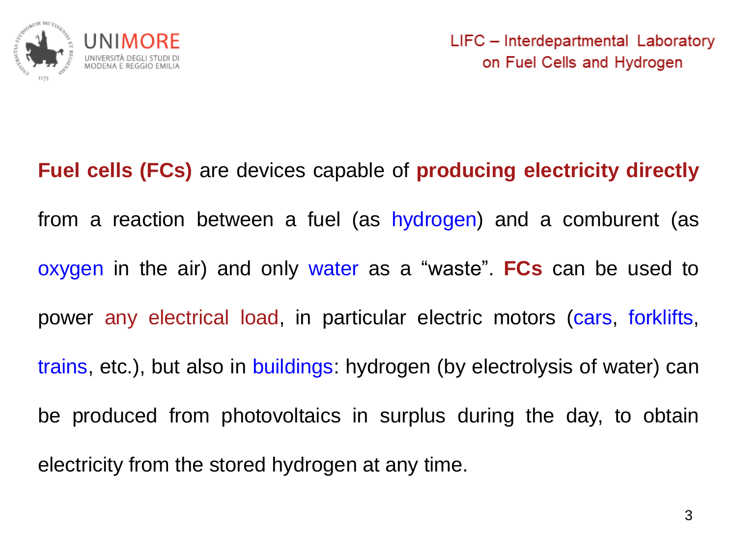**Fuel cells (FCs)** are devices capable of **producing electricity directly** from a reaction between a fuel (as hydrogen) and a comburent (as oxygen in the air) and only water as a “waste”. **FCs** can be used to power any electrical load, in particular electric motors (cars, forklifts, trains, etc.), but also in buildings: hydrogen (by electrolysis of water) can be produced from photovoltaics in surplus during the day, to obtain electricity from the stored hydrogen at any time.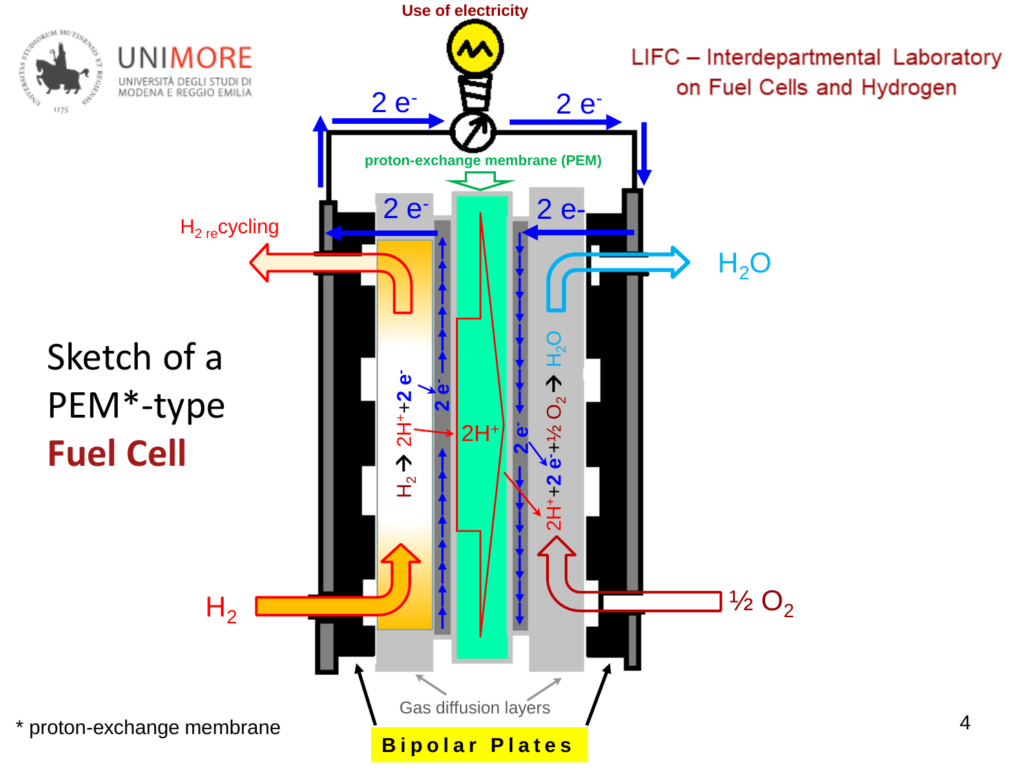# Sketch of a PEM*-type **Fuel Cell**

LIFC – Interdepartmental Laboratory on Fuel Cells and Hydrogen

Use of electricity

$2\ e^-$ $2\ e^-$

proton-exchange membrane (PEM)

$H_2$ recycling

$H_2O$

$H_2 \rightarrow 2H^+ + 2\ e^-$

$2H^+$

$2H^+ + 2\ e^- + ½\ O_2 \rightarrow H_2O$

$H_2$

$½\ O_2$

Gas diffusion layers

**Bipolar Plates**

\* proton-exchange membrane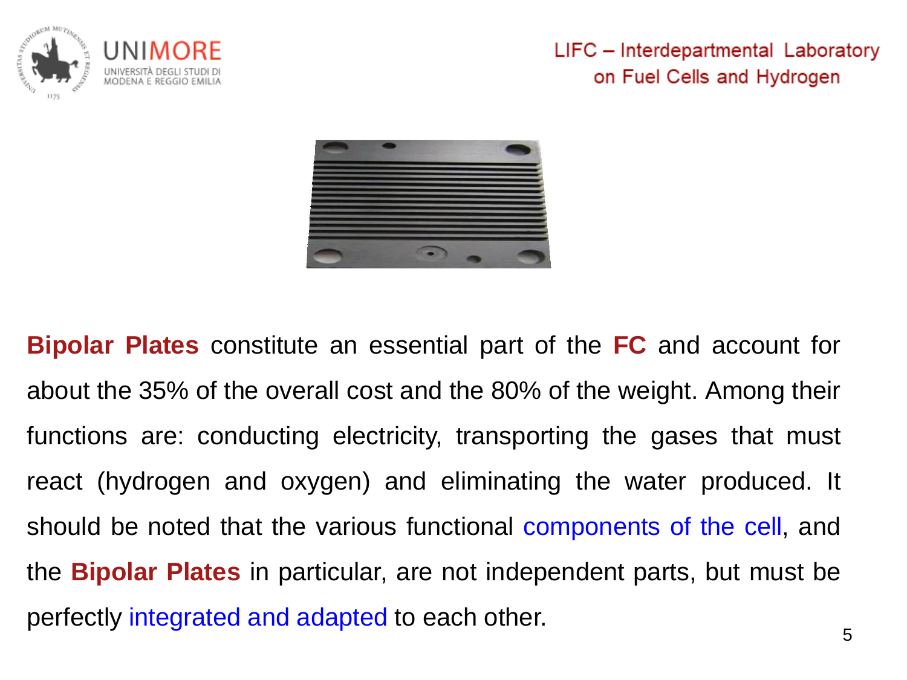**Bipolar Plates** constitute an essential part of the **FC** and account for about the 35% of the overall cost and the 80% of the weight. Among their functions are: conducting electricity, transporting the gases that must react (hydrogen and oxygen) and eliminating the water produced. It should be noted that the various functional components of the cell, and the **Bipolar Plates** in particular, are not independent parts, but must be perfectly integrated and adapted to each other.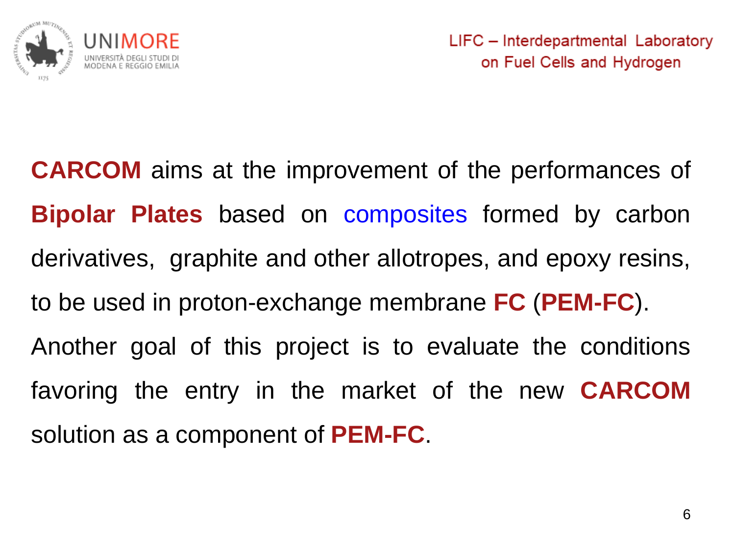**CARCOM** aims at the improvement of the performances of **Bipolar Plates** based on composites formed by carbon derivatives, graphite and other allotropes, and epoxy resins, to be used in proton-exchange membrane **FC** (**PEM-FC**).

Another goal of this project is to evaluate the conditions favoring the entry in the market of the new **CARCOM** solution as a component of **PEM-FC**.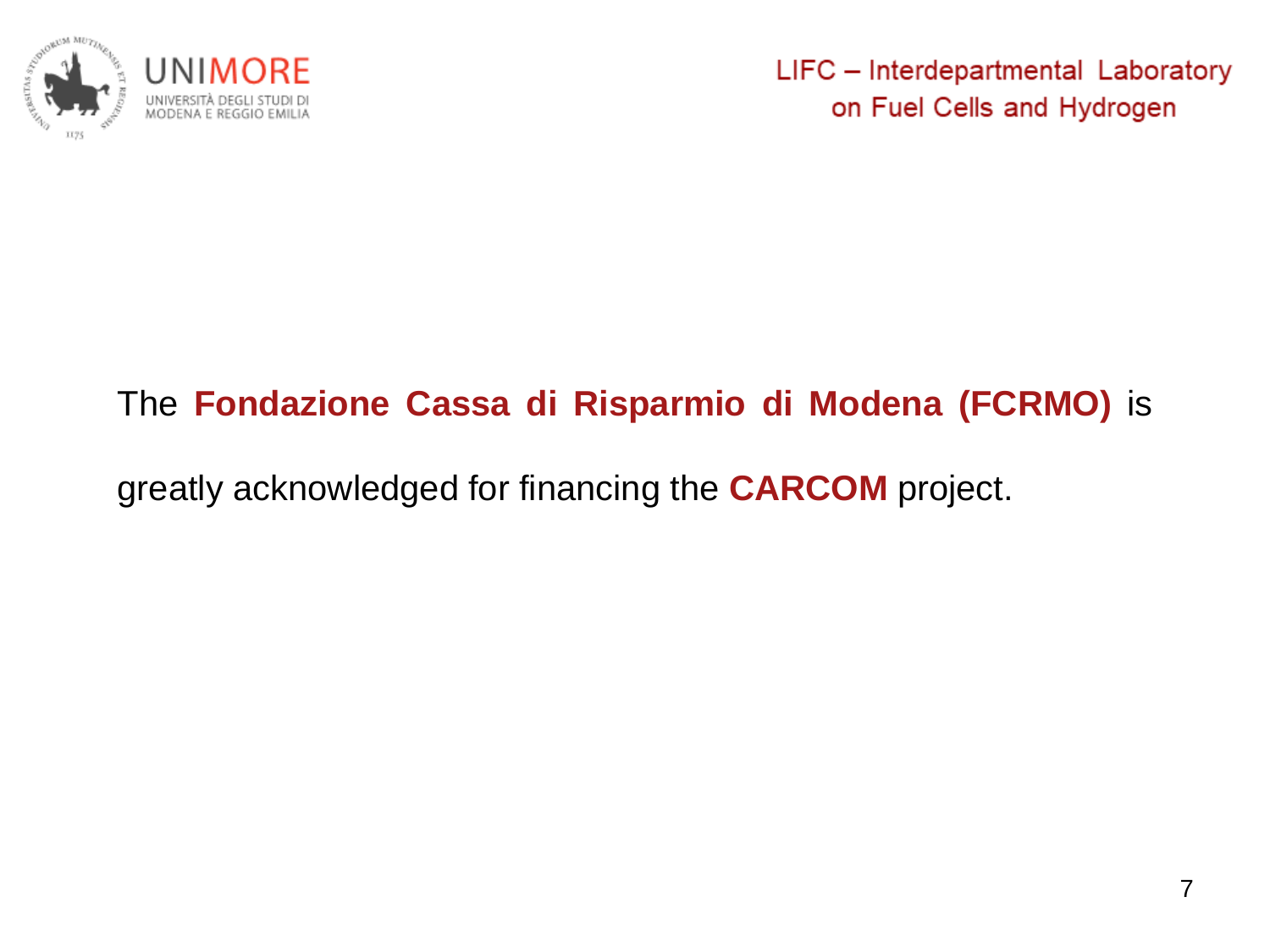The **Fondazione Cassa di Risparmio di Modena (FCRMO)** is greatly acknowledged for financing the **CARCOM** project.